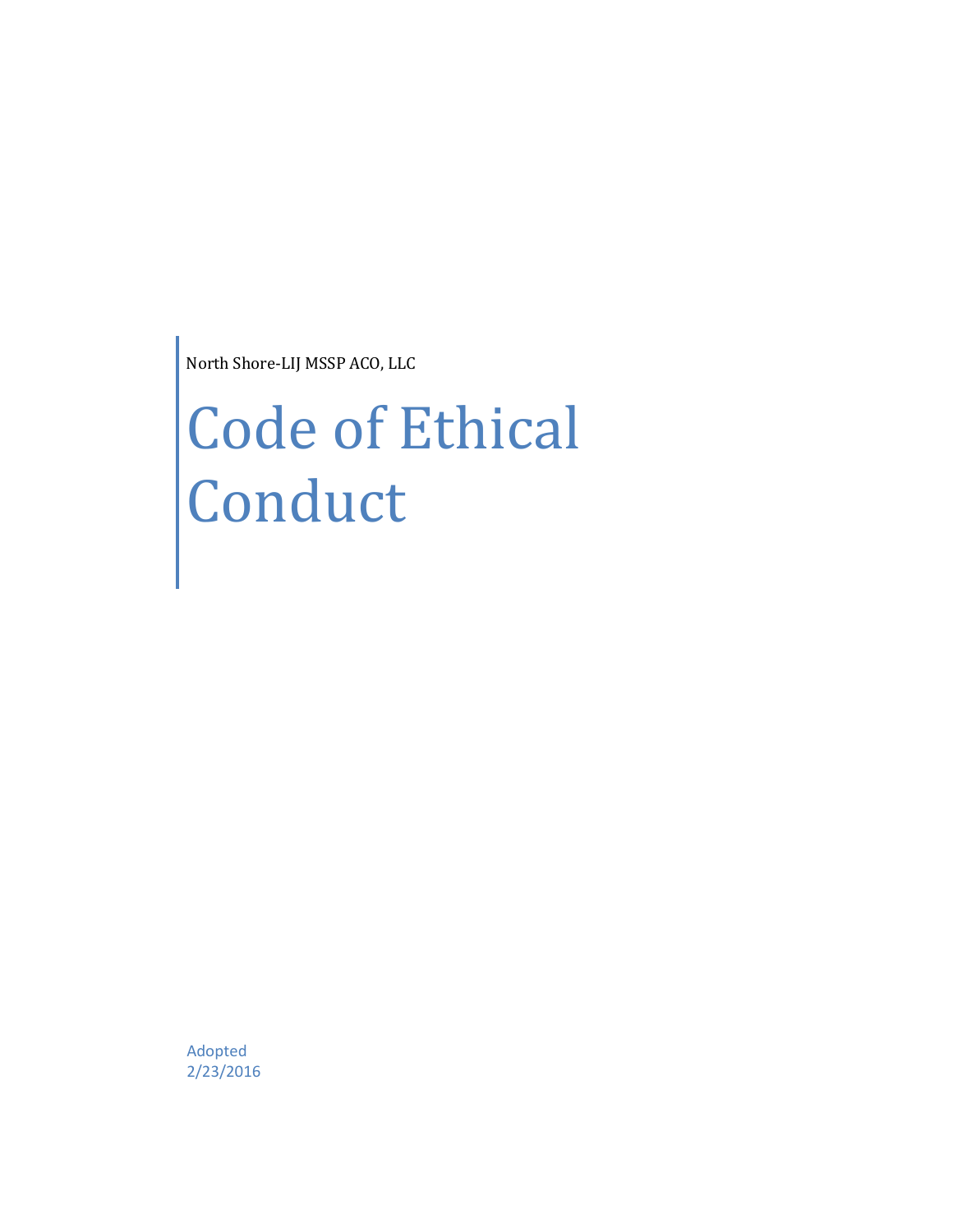North Shore-LIJ MSSP ACO, LLC

# Code of Ethical Conduct

Adopted
2/23/2016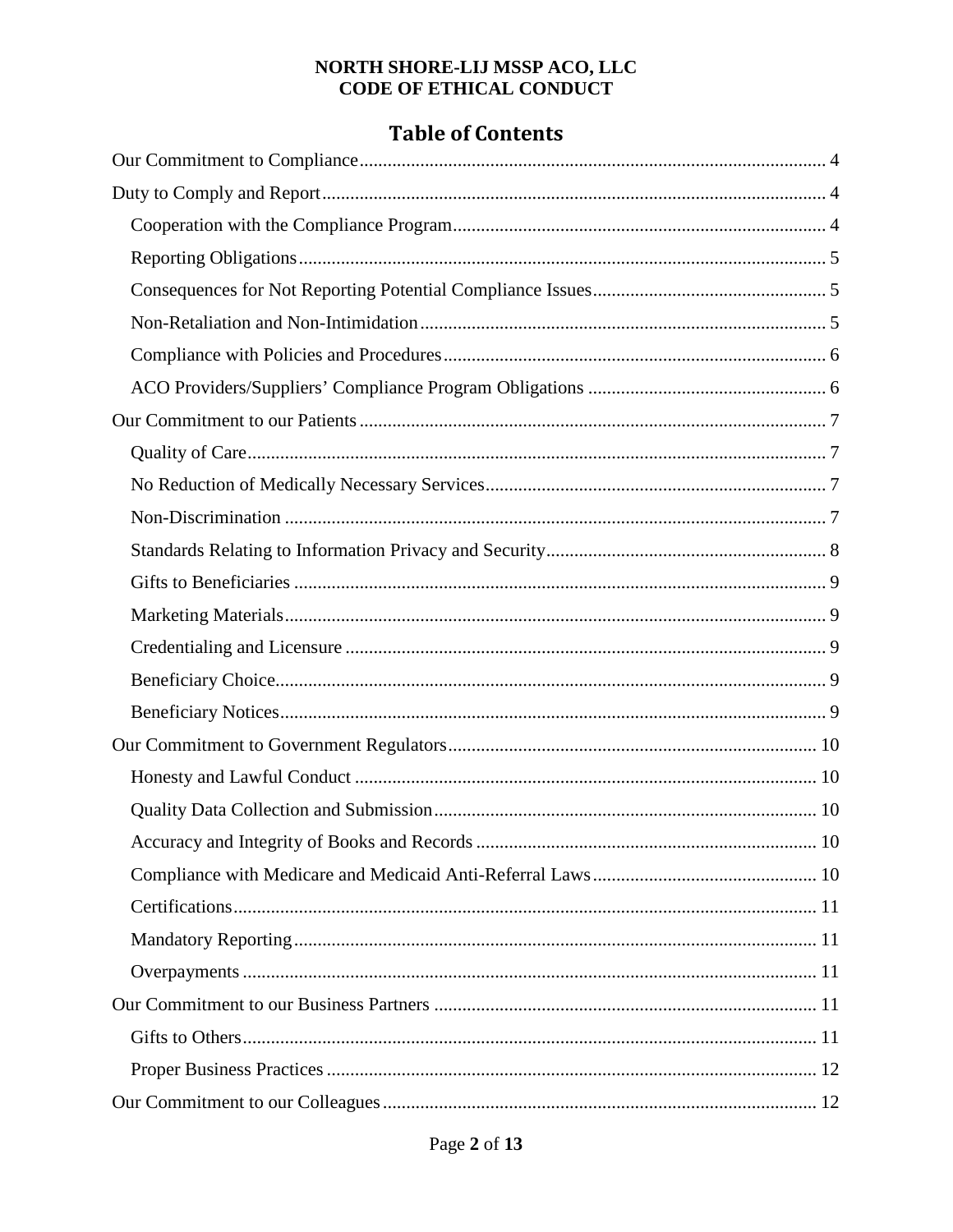**NORTH SHORE-LIJ MSSP ACO, LLC**
**CODE OF ETHICAL CONDUCT**

# Table of Contents

- Our Commitment to Compliance ..... 4
- Duty to Comply and Report ..... 4
  - Cooperation with the Compliance Program ..... 4
  - Reporting Obligations ..... 5
  - Consequences for Not Reporting Potential Compliance Issues ..... 5
  - Non-Retaliation and Non-Intimidation ..... 5
  - Compliance with Policies and Procedures ..... 6
  - ACO Providers/Suppliers' Compliance Program Obligations ..... 6
- Our Commitment to our Patients ..... 7
  - Quality of Care ..... 7
  - No Reduction of Medically Necessary Services ..... 7
  - Non-Discrimination ..... 7
  - Standards Relating to Information Privacy and Security ..... 8
  - Gifts to Beneficiaries ..... 9
  - Marketing Materials ..... 9
  - Credentialing and Licensure ..... 9
  - Beneficiary Choice ..... 9
  - Beneficiary Notices ..... 9
- Our Commitment to Government Regulators ..... 10
  - Honesty and Lawful Conduct ..... 10
  - Quality Data Collection and Submission ..... 10
  - Accuracy and Integrity of Books and Records ..... 10
  - Compliance with Medicare and Medicaid Anti-Referral Laws ..... 10
  - Certifications ..... 11
  - Mandatory Reporting ..... 11
  - Overpayments ..... 11
- Our Commitment to our Business Partners ..... 11
  - Gifts to Others ..... 11
  - Proper Business Practices ..... 12
- Our Commitment to our Colleagues ..... 12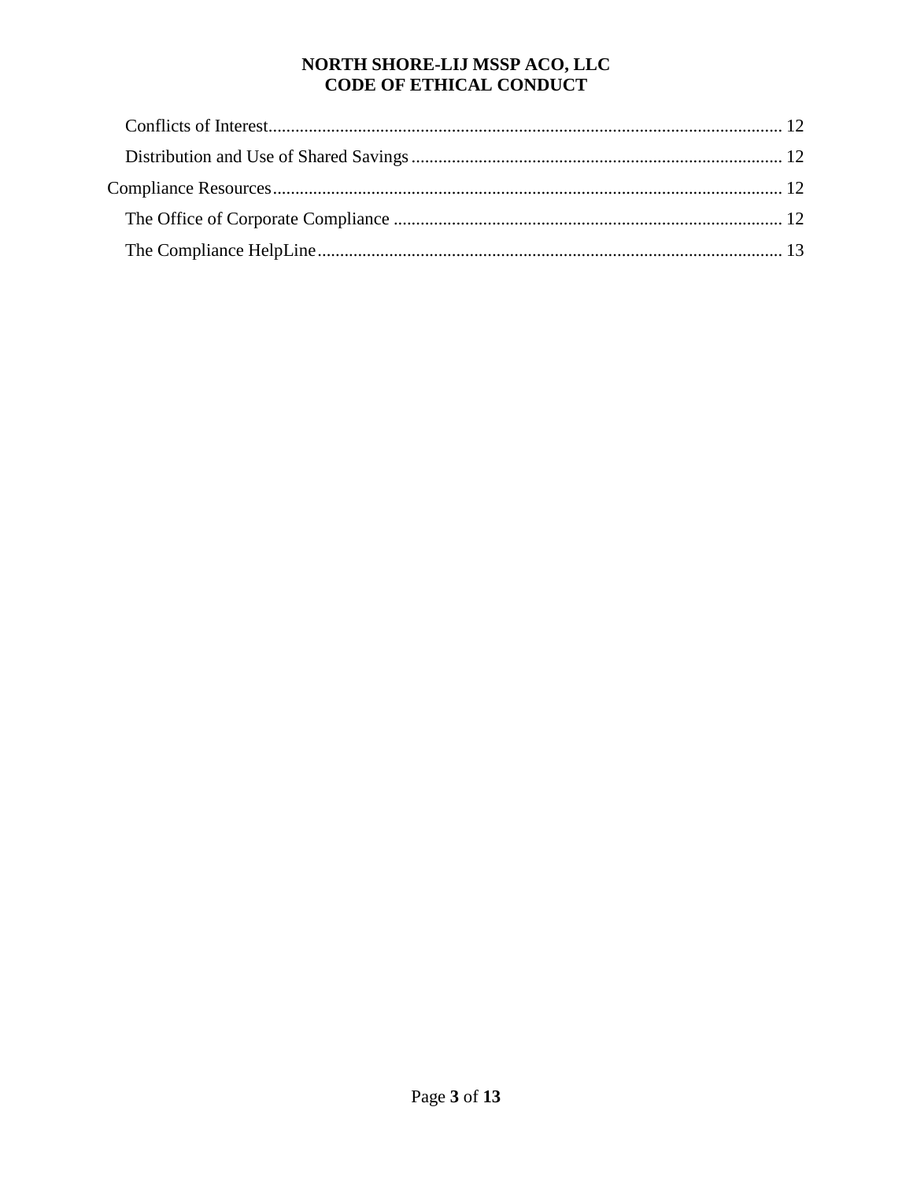Conflicts of Interest .................................................................................................................. 12
Distribution and Use of Shared Savings .................................................................................. 12
Compliance Resources .................................................................................................................. 12
The Office of Corporate Compliance ....................................................................................... 12
The Compliance HelpLine ........................................................................................................ 13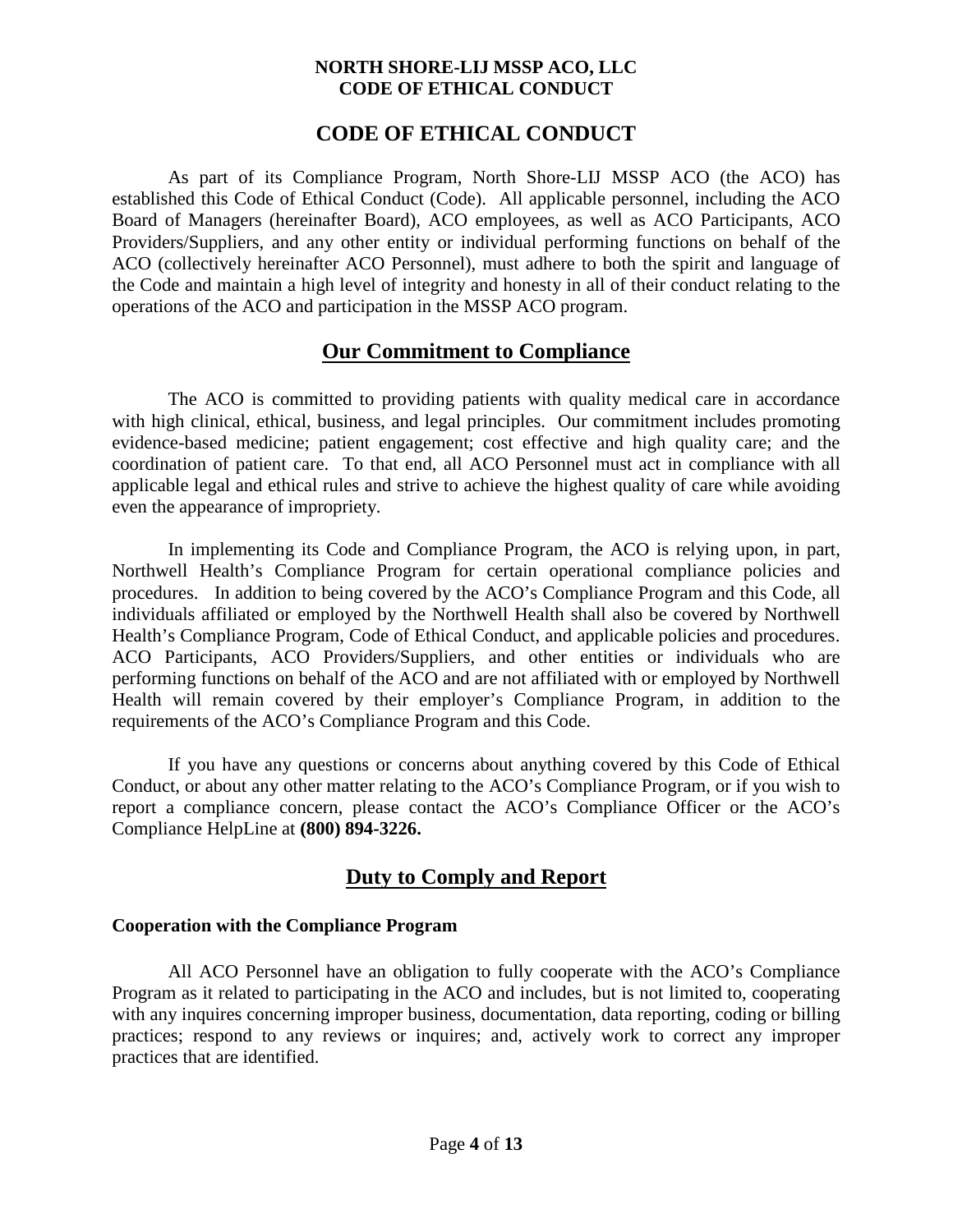# CODE OF ETHICAL CONDUCT

As part of its Compliance Program, North Shore-LIJ MSSP ACO (the ACO) has established this Code of Ethical Conduct (Code). All applicable personnel, including the ACO Board of Managers (hereinafter Board), ACO employees, as well as ACO Participants, ACO Providers/Suppliers, and any other entity or individual performing functions on behalf of the ACO (collectively hereinafter ACO Personnel), must adhere to both the spirit and language of the Code and maintain a high level of integrity and honesty in all of their conduct relating to the operations of the ACO and participation in the MSSP ACO program.

## Our Commitment to Compliance

The ACO is committed to providing patients with quality medical care in accordance with high clinical, ethical, business, and legal principles. Our commitment includes promoting evidence-based medicine; patient engagement; cost effective and high quality care; and the coordination of patient care. To that end, all ACO Personnel must act in compliance with all applicable legal and ethical rules and strive to achieve the highest quality of care while avoiding even the appearance of impropriety.

In implementing its Code and Compliance Program, the ACO is relying upon, in part, Northwell Health's Compliance Program for certain operational compliance policies and procedures. In addition to being covered by the ACO's Compliance Program and this Code, all individuals affiliated or employed by the Northwell Health shall also be covered by Northwell Health's Compliance Program, Code of Ethical Conduct, and applicable policies and procedures. ACO Participants, ACO Providers/Suppliers, and other entities or individuals who are performing functions on behalf of the ACO and are not affiliated with or employed by Northwell Health will remain covered by their employer's Compliance Program, in addition to the requirements of the ACO's Compliance Program and this Code.

If you have any questions or concerns about anything covered by this Code of Ethical Conduct, or about any other matter relating to the ACO's Compliance Program, or if you wish to report a compliance concern, please contact the ACO's Compliance Officer or the ACO's Compliance HelpLine at **(800) 894-3226.**

## Duty to Comply and Report

### Cooperation with the Compliance Program

All ACO Personnel have an obligation to fully cooperate with the ACO's Compliance Program as it related to participating in the ACO and includes, but is not limited to, cooperating with any inquires concerning improper business, documentation, data reporting, coding or billing practices; respond to any reviews or inquires; and, actively work to correct any improper practices that are identified.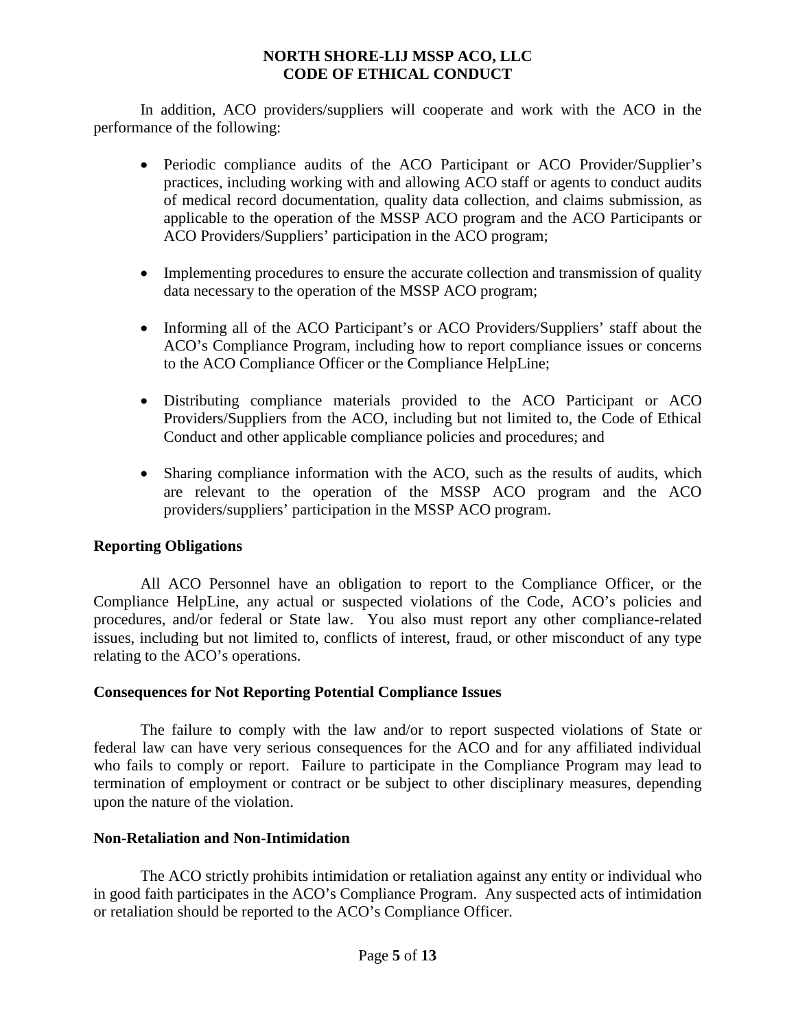In addition, ACO providers/suppliers will cooperate and work with the ACO in the performance of the following:

- Periodic compliance audits of the ACO Participant or ACO Provider/Supplier's practices, including working with and allowing ACO staff or agents to conduct audits of medical record documentation, quality data collection, and claims submission, as applicable to the operation of the MSSP ACO program and the ACO Participants or ACO Providers/Suppliers' participation in the ACO program;

- Implementing procedures to ensure the accurate collection and transmission of quality data necessary to the operation of the MSSP ACO program;

- Informing all of the ACO Participant's or ACO Providers/Suppliers' staff about the ACO's Compliance Program, including how to report compliance issues or concerns to the ACO Compliance Officer or the Compliance HelpLine;

- Distributing compliance materials provided to the ACO Participant or ACO Providers/Suppliers from the ACO, including but not limited to, the Code of Ethical Conduct and other applicable compliance policies and procedures; and

- Sharing compliance information with the ACO, such as the results of audits, which are relevant to the operation of the MSSP ACO program and the ACO providers/suppliers' participation in the MSSP ACO program.

**Reporting Obligations**

All ACO Personnel have an obligation to report to the Compliance Officer, or the Compliance HelpLine, any actual or suspected violations of the Code, ACO's policies and procedures, and/or federal or State law. You also must report any other compliance-related issues, including but not limited to, conflicts of interest, fraud, or other misconduct of any type relating to the ACO's operations.

**Consequences for Not Reporting Potential Compliance Issues**

The failure to comply with the law and/or to report suspected violations of State or federal law can have very serious consequences for the ACO and for any affiliated individual who fails to comply or report. Failure to participate in the Compliance Program may lead to termination of employment or contract or be subject to other disciplinary measures, depending upon the nature of the violation.

**Non-Retaliation and Non-Intimidation**

The ACO strictly prohibits intimidation or retaliation against any entity or individual who in good faith participates in the ACO's Compliance Program. Any suspected acts of intimidation or retaliation should be reported to the ACO's Compliance Officer.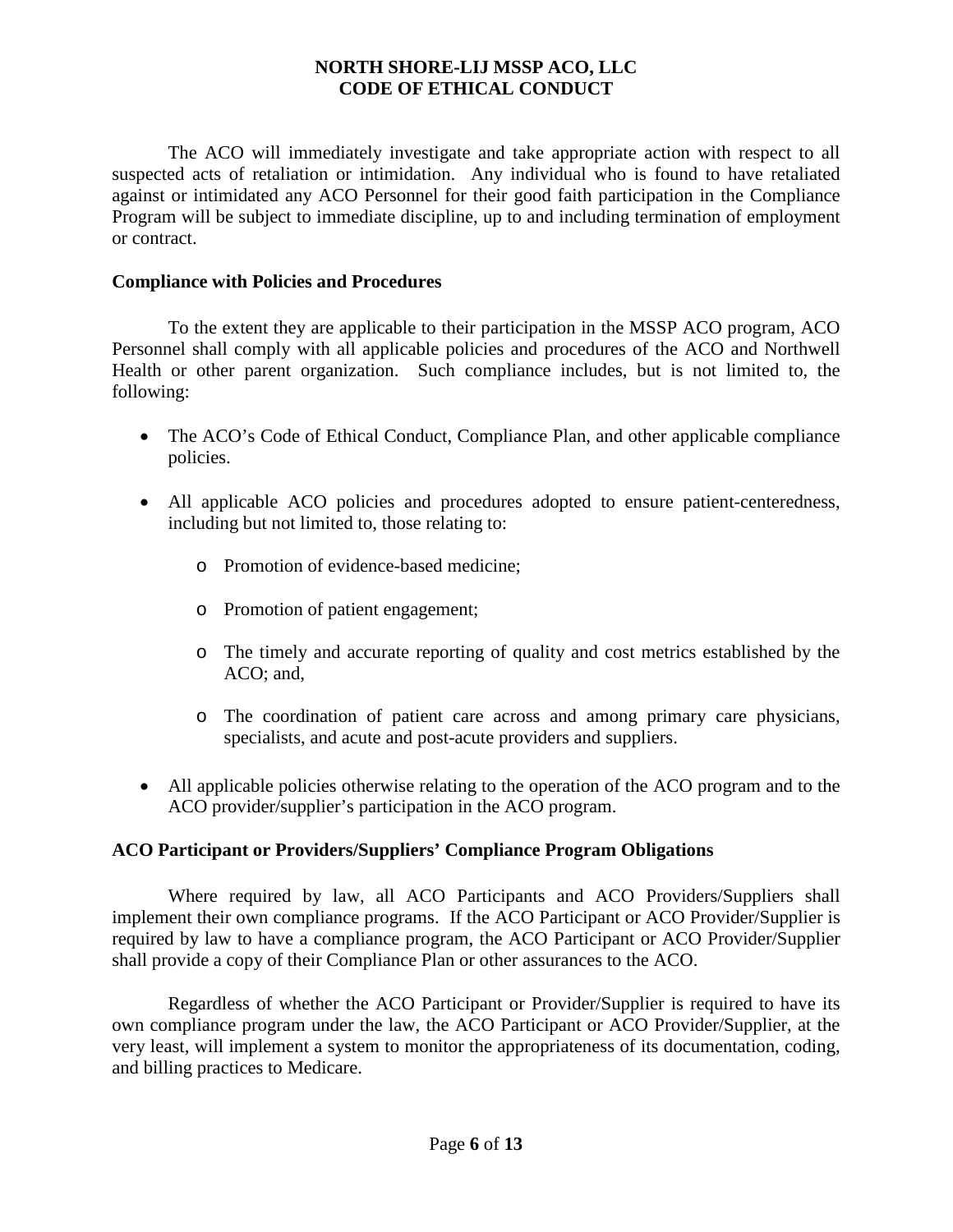The ACO will immediately investigate and take appropriate action with respect to all suspected acts of retaliation or intimidation. Any individual who is found to have retaliated against or intimidated any ACO Personnel for their good faith participation in the Compliance Program will be subject to immediate discipline, up to and including termination of employment or contract.

**Compliance with Policies and Procedures**

To the extent they are applicable to their participation in the MSSP ACO program, ACO Personnel shall comply with all applicable policies and procedures of the ACO and Northwell Health or other parent organization. Such compliance includes, but is not limited to, the following:

- The ACO's Code of Ethical Conduct, Compliance Plan, and other applicable compliance policies.
- All applicable ACO policies and procedures adopted to ensure patient-centeredness, including but not limited to, those relating to:
  - Promotion of evidence-based medicine;
  - Promotion of patient engagement;
  - The timely and accurate reporting of quality and cost metrics established by the ACO; and,
  - The coordination of patient care across and among primary care physicians, specialists, and acute and post-acute providers and suppliers.
- All applicable policies otherwise relating to the operation of the ACO program and to the ACO provider/supplier's participation in the ACO program.

**ACO Participant or Providers/Suppliers' Compliance Program Obligations**

Where required by law, all ACO Participants and ACO Providers/Suppliers shall implement their own compliance programs. If the ACO Participant or ACO Provider/Supplier is required by law to have a compliance program, the ACO Participant or ACO Provider/Supplier shall provide a copy of their Compliance Plan or other assurances to the ACO.

Regardless of whether the ACO Participant or Provider/Supplier is required to have its own compliance program under the law, the ACO Participant or ACO Provider/Supplier, at the very least, will implement a system to monitor the appropriateness of its documentation, coding, and billing practices to Medicare.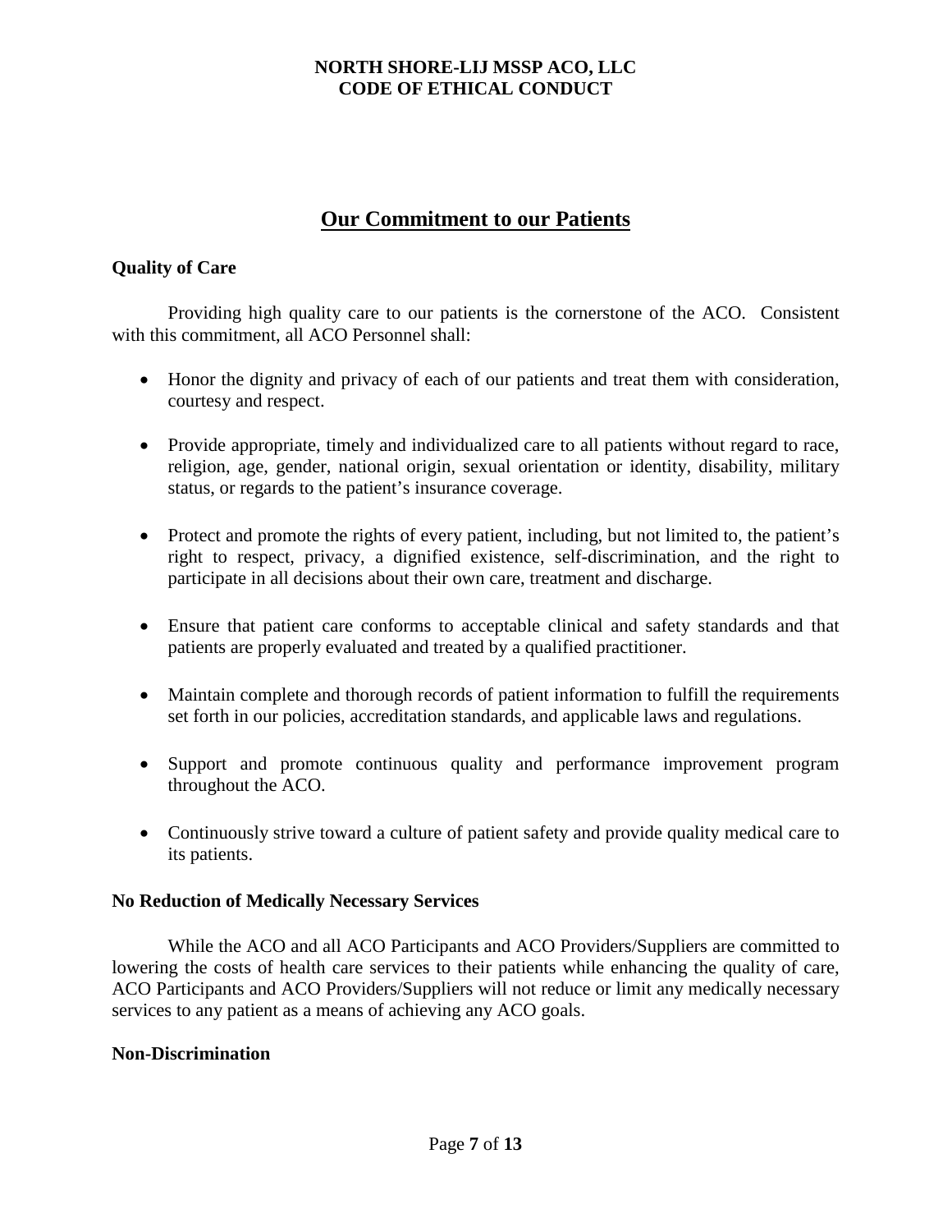## Our Commitment to our Patients

**Quality of Care**

Providing high quality care to our patients is the cornerstone of the ACO. Consistent with this commitment, all ACO Personnel shall:

- Honor the dignity and privacy of each of our patients and treat them with consideration, courtesy and respect.
- Provide appropriate, timely and individualized care to all patients without regard to race, religion, age, gender, national origin, sexual orientation or identity, disability, military status, or regards to the patient's insurance coverage.
- Protect and promote the rights of every patient, including, but not limited to, the patient's right to respect, privacy, a dignified existence, self-discrimination, and the right to participate in all decisions about their own care, treatment and discharge.
- Ensure that patient care conforms to acceptable clinical and safety standards and that patients are properly evaluated and treated by a qualified practitioner.
- Maintain complete and thorough records of patient information to fulfill the requirements set forth in our policies, accreditation standards, and applicable laws and regulations.
- Support and promote continuous quality and performance improvement program throughout the ACO.
- Continuously strive toward a culture of patient safety and provide quality medical care to its patients.

**No Reduction of Medically Necessary Services**

While the ACO and all ACO Participants and ACO Providers/Suppliers are committed to lowering the costs of health care services to their patients while enhancing the quality of care, ACO Participants and ACO Providers/Suppliers will not reduce or limit any medically necessary services to any patient as a means of achieving any ACO goals.

**Non-Discrimination**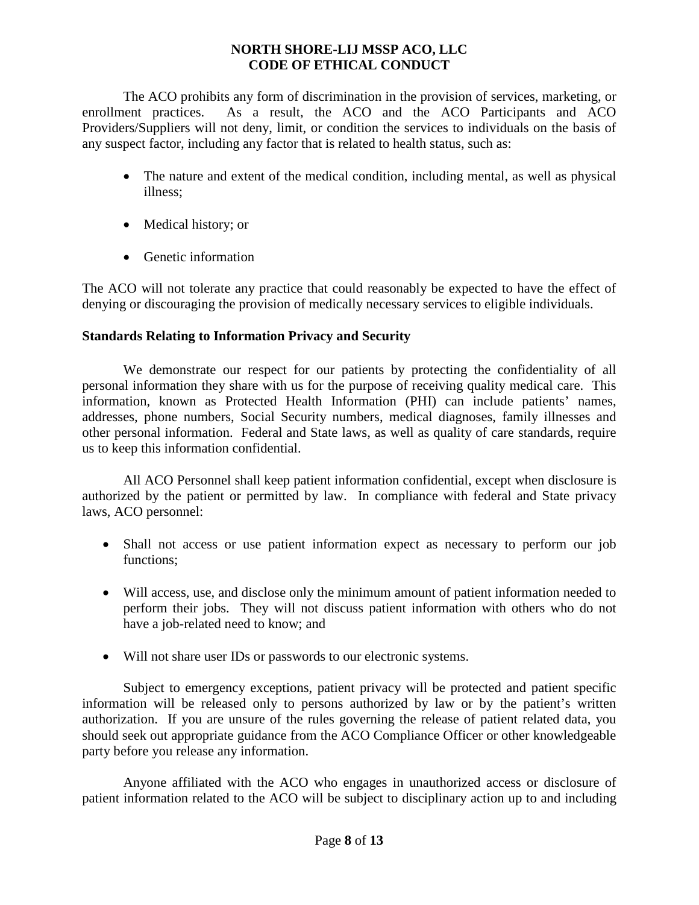The ACO prohibits any form of discrimination in the provision of services, marketing, or enrollment practices. As a result, the ACO and the ACO Participants and ACO Providers/Suppliers will not deny, limit, or condition the services to individuals on the basis of any suspect factor, including any factor that is related to health status, such as:

- The nature and extent of the medical condition, including mental, as well as physical illness;
- Medical history; or
- Genetic information

The ACO will not tolerate any practice that could reasonably be expected to have the effect of denying or discouraging the provision of medically necessary services to eligible individuals.

**Standards Relating to Information Privacy and Security**

We demonstrate our respect for our patients by protecting the confidentiality of all personal information they share with us for the purpose of receiving quality medical care. This information, known as Protected Health Information (PHI) can include patients' names, addresses, phone numbers, Social Security numbers, medical diagnoses, family illnesses and other personal information. Federal and State laws, as well as quality of care standards, require us to keep this information confidential.

All ACO Personnel shall keep patient information confidential, except when disclosure is authorized by the patient or permitted by law. In compliance with federal and State privacy laws, ACO personnel:

- Shall not access or use patient information expect as necessary to perform our job functions;
- Will access, use, and disclose only the minimum amount of patient information needed to perform their jobs. They will not discuss patient information with others who do not have a job-related need to know; and
- Will not share user IDs or passwords to our electronic systems.

Subject to emergency exceptions, patient privacy will be protected and patient specific information will be released only to persons authorized by law or by the patient's written authorization. If you are unsure of the rules governing the release of patient related data, you should seek out appropriate guidance from the ACO Compliance Officer or other knowledgeable party before you release any information.

Anyone affiliated with the ACO who engages in unauthorized access or disclosure of patient information related to the ACO will be subject to disciplinary action up to and including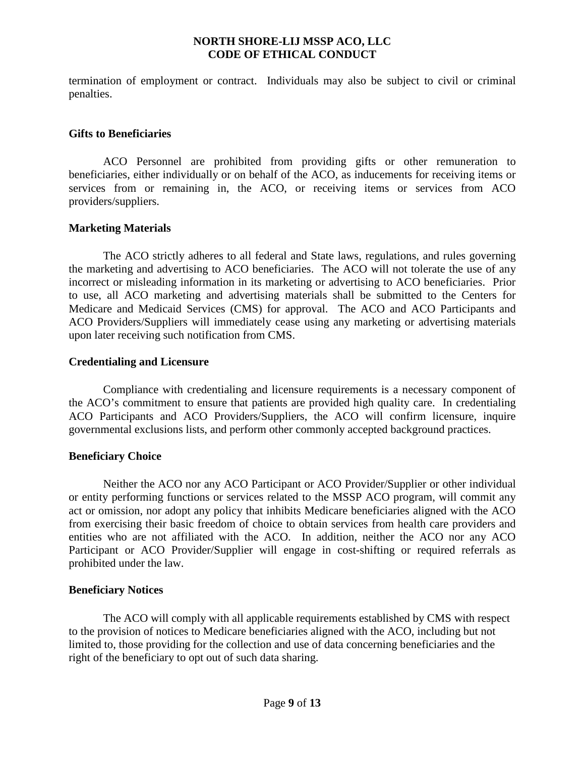termination of employment or contract. Individuals may also be subject to civil or criminal penalties.

### Gifts to Beneficiaries

ACO Personnel are prohibited from providing gifts or other remuneration to beneficiaries, either individually or on behalf of the ACO, as inducements for receiving items or services from or remaining in, the ACO, or receiving items or services from ACO providers/suppliers.

### Marketing Materials

The ACO strictly adheres to all federal and State laws, regulations, and rules governing the marketing and advertising to ACO beneficiaries. The ACO will not tolerate the use of any incorrect or misleading information in its marketing or advertising to ACO beneficiaries. Prior to use, all ACO marketing and advertising materials shall be submitted to the Centers for Medicare and Medicaid Services (CMS) for approval. The ACO and ACO Participants and ACO Providers/Suppliers will immediately cease using any marketing or advertising materials upon later receiving such notification from CMS.

### Credentialing and Licensure

Compliance with credentialing and licensure requirements is a necessary component of the ACO's commitment to ensure that patients are provided high quality care. In credentialing ACO Participants and ACO Providers/Suppliers, the ACO will confirm licensure, inquire governmental exclusions lists, and perform other commonly accepted background practices.

### Beneficiary Choice

Neither the ACO nor any ACO Participant or ACO Provider/Supplier or other individual or entity performing functions or services related to the MSSP ACO program, will commit any act or omission, nor adopt any policy that inhibits Medicare beneficiaries aligned with the ACO from exercising their basic freedom of choice to obtain services from health care providers and entities who are not affiliated with the ACO. In addition, neither the ACO nor any ACO Participant or ACO Provider/Supplier will engage in cost-shifting or required referrals as prohibited under the law.

### Beneficiary Notices

The ACO will comply with all applicable requirements established by CMS with respect to the provision of notices to Medicare beneficiaries aligned with the ACO, including but not limited to, those providing for the collection and use of data concerning beneficiaries and the right of the beneficiary to opt out of such data sharing.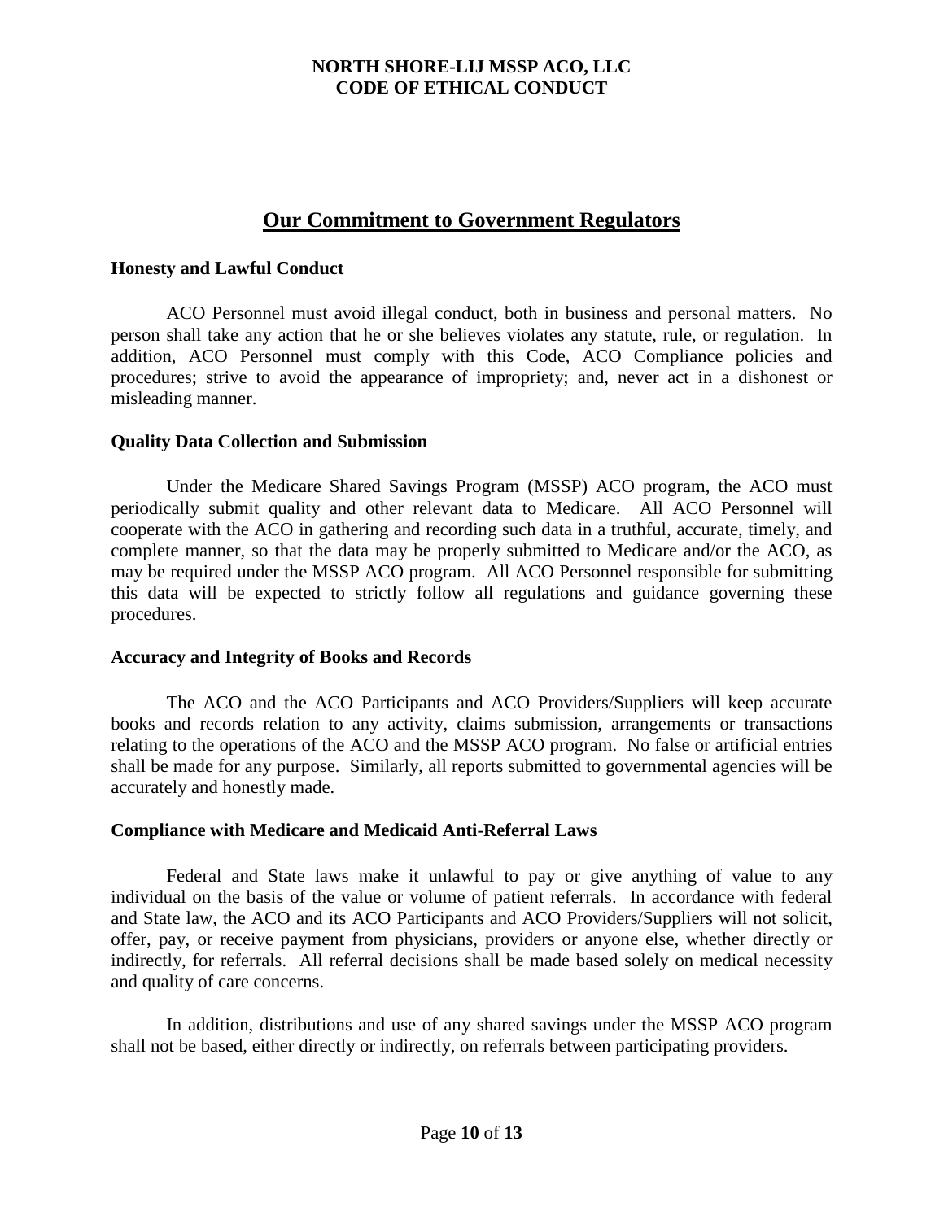## Our Commitment to Government Regulators

**Honesty and Lawful Conduct**

ACO Personnel must avoid illegal conduct, both in business and personal matters. No person shall take any action that he or she believes violates any statute, rule, or regulation. In addition, ACO Personnel must comply with this Code, ACO Compliance policies and procedures; strive to avoid the appearance of impropriety; and, never act in a dishonest or misleading manner.

**Quality Data Collection and Submission**

Under the Medicare Shared Savings Program (MSSP) ACO program, the ACO must periodically submit quality and other relevant data to Medicare. All ACO Personnel will cooperate with the ACO in gathering and recording such data in a truthful, accurate, timely, and complete manner, so that the data may be properly submitted to Medicare and/or the ACO, as may be required under the MSSP ACO program. All ACO Personnel responsible for submitting this data will be expected to strictly follow all regulations and guidance governing these procedures.

**Accuracy and Integrity of Books and Records**

The ACO and the ACO Participants and ACO Providers/Suppliers will keep accurate books and records relation to any activity, claims submission, arrangements or transactions relating to the operations of the ACO and the MSSP ACO program. No false or artificial entries shall be made for any purpose. Similarly, all reports submitted to governmental agencies will be accurately and honestly made.

**Compliance with Medicare and Medicaid Anti-Referral Laws**

Federal and State laws make it unlawful to pay or give anything of value to any individual on the basis of the value or volume of patient referrals. In accordance with federal and State law, the ACO and its ACO Participants and ACO Providers/Suppliers will not solicit, offer, pay, or receive payment from physicians, providers or anyone else, whether directly or indirectly, for referrals. All referral decisions shall be made based solely on medical necessity and quality of care concerns.

In addition, distributions and use of any shared savings under the MSSP ACO program shall not be based, either directly or indirectly, on referrals between participating providers.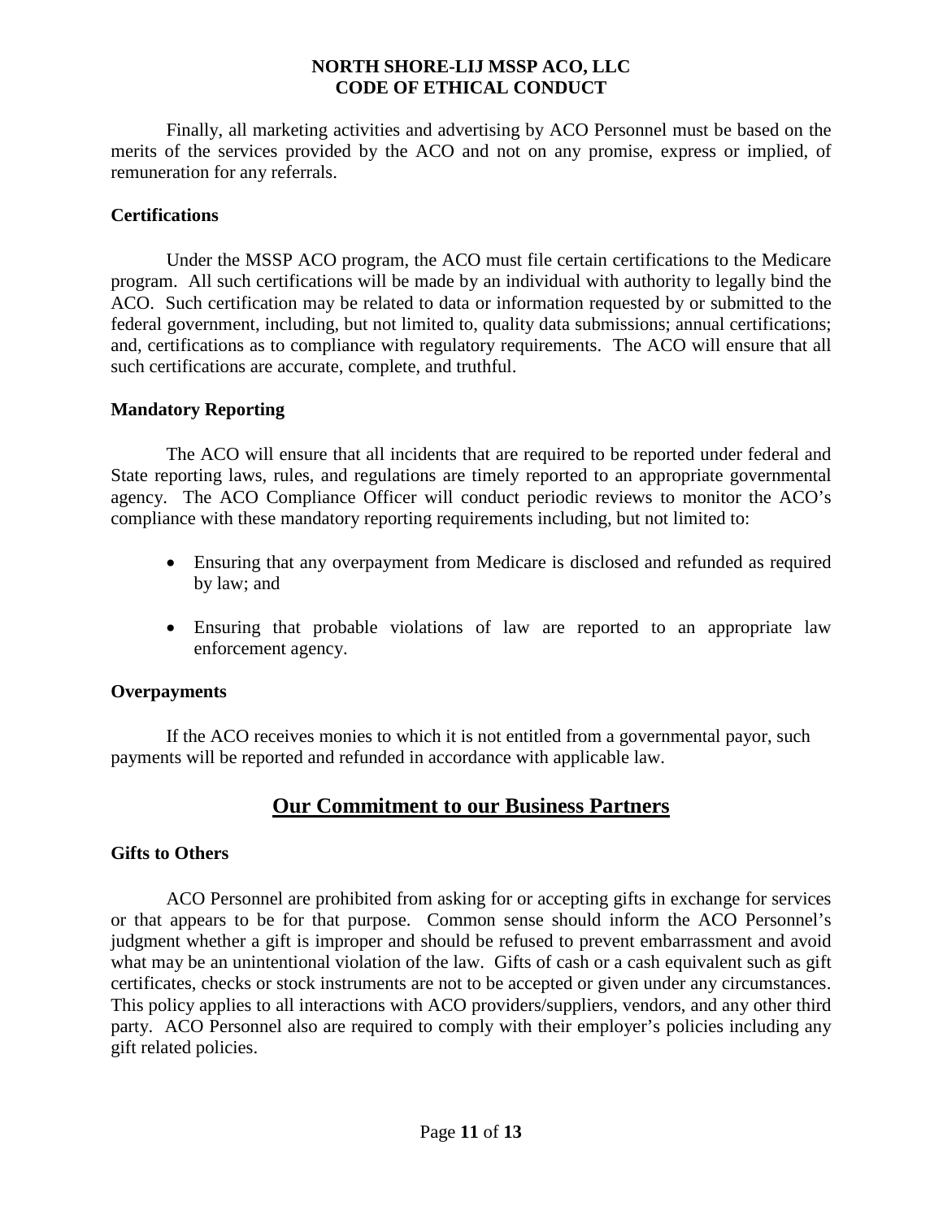Finally, all marketing activities and advertising by ACO Personnel must be based on the merits of the services provided by the ACO and not on any promise, express or implied, of remuneration for any referrals.

### Certifications

Under the MSSP ACO program, the ACO must file certain certifications to the Medicare program. All such certifications will be made by an individual with authority to legally bind the ACO. Such certification may be related to data or information requested by or submitted to the federal government, including, but not limited to, quality data submissions; annual certifications; and, certifications as to compliance with regulatory requirements. The ACO will ensure that all such certifications are accurate, complete, and truthful.

### Mandatory Reporting

The ACO will ensure that all incidents that are required to be reported under federal and State reporting laws, rules, and regulations are timely reported to an appropriate governmental agency. The ACO Compliance Officer will conduct periodic reviews to monitor the ACO's compliance with these mandatory reporting requirements including, but not limited to:

- Ensuring that any overpayment from Medicare is disclosed and refunded as required by law; and
- Ensuring that probable violations of law are reported to an appropriate law enforcement agency.

### Overpayments

If the ACO receives monies to which it is not entitled from a governmental payor, such payments will be reported and refunded in accordance with applicable law.

## Our Commitment to our Business Partners

### Gifts to Others

ACO Personnel are prohibited from asking for or accepting gifts in exchange for services or that appears to be for that purpose. Common sense should inform the ACO Personnel's judgment whether a gift is improper and should be refused to prevent embarrassment and avoid what may be an unintentional violation of the law. Gifts of cash or a cash equivalent such as gift certificates, checks or stock instruments are not to be accepted or given under any circumstances. This policy applies to all interactions with ACO providers/suppliers, vendors, and any other third party. ACO Personnel also are required to comply with their employer's policies including any gift related policies.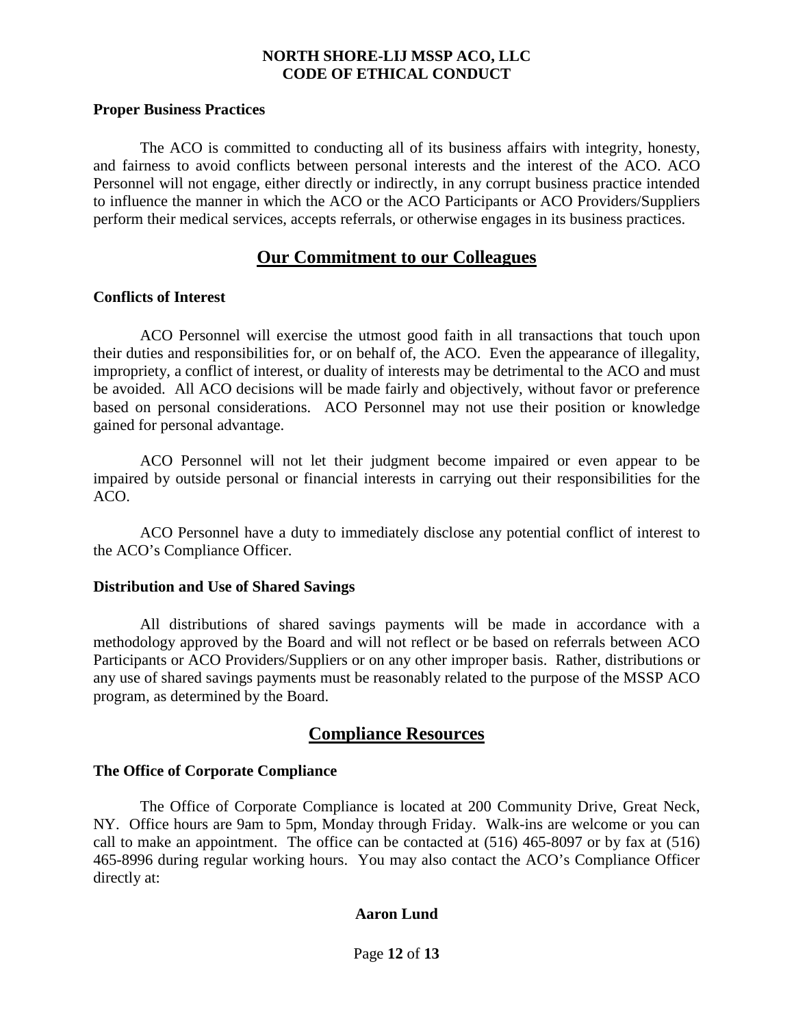**Proper Business Practices**

The ACO is committed to conducting all of its business affairs with integrity, honesty, and fairness to avoid conflicts between personal interests and the interest of the ACO. ACO Personnel will not engage, either directly or indirectly, in any corrupt business practice intended to influence the manner in which the ACO or the ACO Participants or ACO Providers/Suppliers perform their medical services, accepts referrals, or otherwise engages in its business practices.

## Our Commitment to our Colleagues

**Conflicts of Interest**

ACO Personnel will exercise the utmost good faith in all transactions that touch upon their duties and responsibilities for, or on behalf of, the ACO. Even the appearance of illegality, impropriety, a conflict of interest, or duality of interests may be detrimental to the ACO and must be avoided. All ACO decisions will be made fairly and objectively, without favor or preference based on personal considerations. ACO Personnel may not use their position or knowledge gained for personal advantage.

ACO Personnel will not let their judgment become impaired or even appear to be impaired by outside personal or financial interests in carrying out their responsibilities for the ACO.

ACO Personnel have a duty to immediately disclose any potential conflict of interest to the ACO's Compliance Officer.

**Distribution and Use of Shared Savings**

All distributions of shared savings payments will be made in accordance with a methodology approved by the Board and will not reflect or be based on referrals between ACO Participants or ACO Providers/Suppliers or on any other improper basis. Rather, distributions or any use of shared savings payments must be reasonably related to the purpose of the MSSP ACO program, as determined by the Board.

## Compliance Resources

**The Office of Corporate Compliance**

The Office of Corporate Compliance is located at 200 Community Drive, Great Neck, NY. Office hours are 9am to 5pm, Monday through Friday. Walk-ins are welcome or you can call to make an appointment. The office can be contacted at (516) 465-8097 or by fax at (516) 465-8996 during regular working hours. You may also contact the ACO's Compliance Officer directly at:

**Aaron Lund**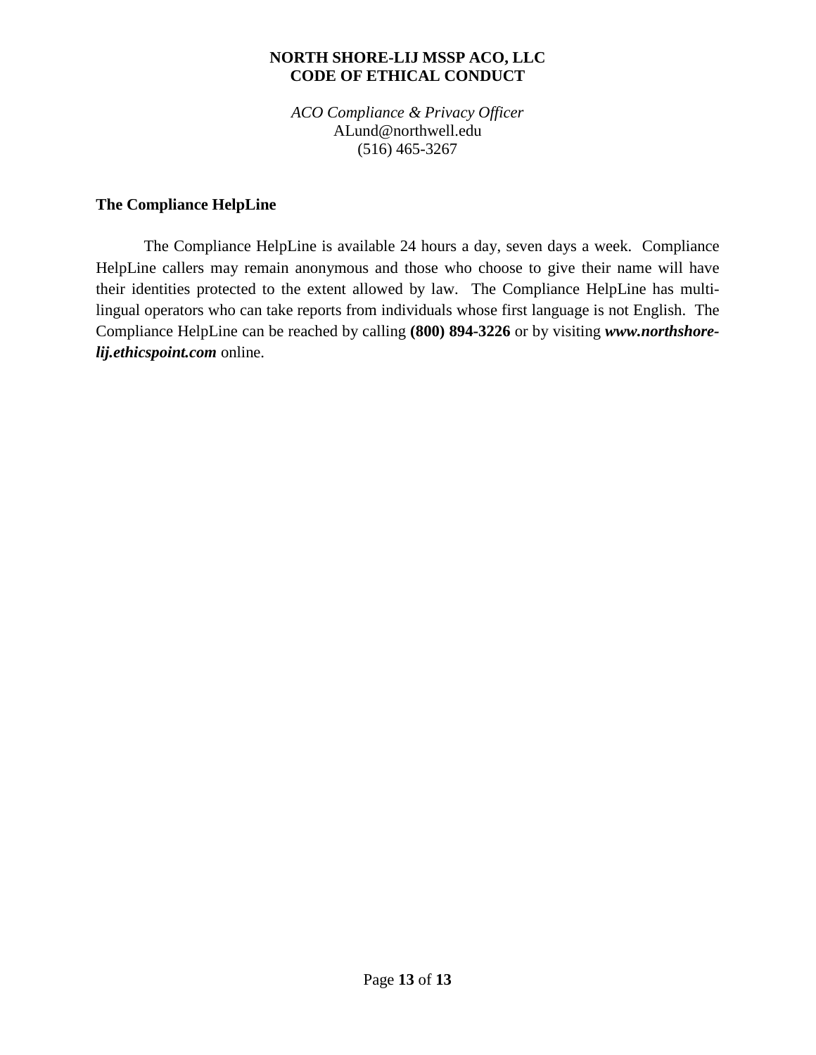*ACO Compliance & Privacy Officer*
ALund@northwell.edu
(516) 465-3267

**The Compliance HelpLine**

The Compliance HelpLine is available 24 hours a day, seven days a week. Compliance HelpLine callers may remain anonymous and those who choose to give their name will have their identities protected to the extent allowed by law. The Compliance HelpLine has multi-lingual operators who can take reports from individuals whose first language is not English. The Compliance HelpLine can be reached by calling **(800) 894-3226** or by visiting ***www.northshore-lij.ethicspoint.com*** online.